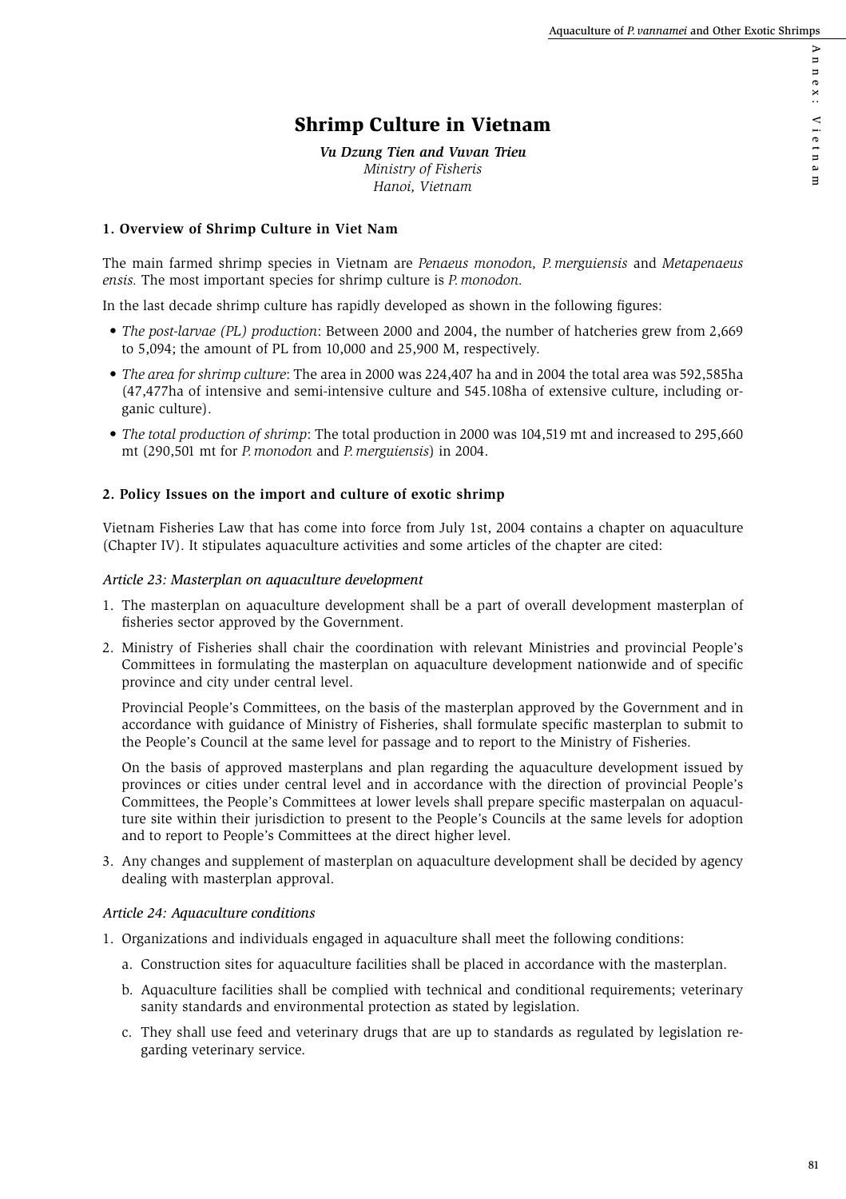# Shrimp Culture in Vietnam

***Vu Dzung Tien and Vuvan Trieu***
*Ministry of Fisheris*
*Hanoi, Vietnam*

## 1. Overview of Shrimp Culture in Viet Nam

The main farmed shrimp species in Vietnam are *Penaeus monodon, P. merguiensis* and *Metapenaeus ensis.* The most important species for shrimp culture is *P. monodon.*

In the last decade shrimp culture has rapidly developed as shown in the following figures:

- *The post-larvae (PL) production*: Between 2000 and 2004, the number of hatcheries grew from 2,669 to 5,094; the amount of PL from 10,000 and 25,900 M, respectively.
- *The area for shrimp culture*: The area in 2000 was 224,407 ha and in 2004 the total area was 592,585ha (47,477ha of intensive and semi-intensive culture and 545.108ha of extensive culture, including organic culture).
- *The total production of shrimp*: The total production in 2000 was 104,519 mt and increased to 295,660 mt (290,501 mt for *P. monodon* and *P. merguiensis*) in 2004.

## 2. Policy Issues on the import and culture of exotic shrimp

Vietnam Fisheries Law that has come into force from July 1st, 2004 contains a chapter on aquaculture (Chapter IV). It stipulates aquaculture activities and some articles of the chapter are cited:

### *Article 23: Masterplan on aquaculture development*

1. The masterplan on aquaculture development shall be a part of overall development masterplan of fisheries sector approved by the Government.
2. Ministry of Fisheries shall chair the coordination with relevant Ministries and provincial People's Committees in formulating the masterplan on aquaculture development nationwide and of specific province and city under central level.

   Provincial People's Committees, on the basis of the masterplan approved by the Government and in accordance with guidance of Ministry of Fisheries, shall formulate specific masterplan to submit to the People's Council at the same level for passage and to report to the Ministry of Fisheries.

   On the basis of approved masterplans and plan regarding the aquaculture development issued by provinces or cities under central level and in accordance with the direction of provincial People's Committees, the People's Committees at lower levels shall prepare specific masterpalan on aquaculture site within their jurisdiction to present to the People's Councils at the same levels for adoption and to report to People's Committees at the direct higher level.
3. Any changes and supplement of masterplan on aquaculture development shall be decided by agency dealing with masterplan approval.

### *Article 24: Aquaculture conditions*

1. Organizations and individuals engaged in aquaculture shall meet the following conditions:
   a. Construction sites for aquaculture facilities shall be placed in accordance with the masterplan.
   b. Aquaculture facilities shall be complied with technical and conditional requirements; veterinary sanity standards and environmental protection as stated by legislation.
   c. They shall use feed and veterinary drugs that are up to standards as regulated by legislation regarding veterinary service.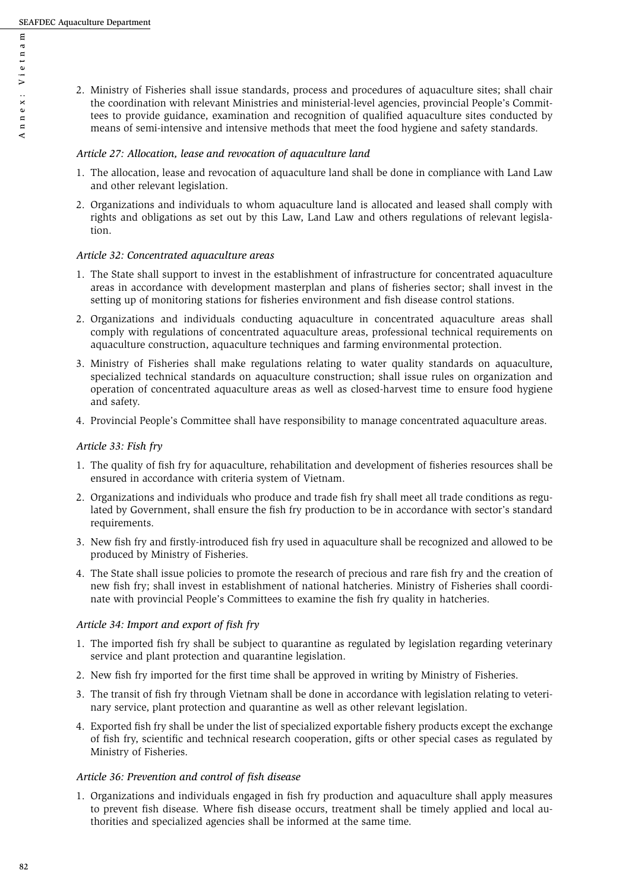2. Ministry of Fisheries shall issue standards, process and procedures of aquaculture sites; shall chair the coordination with relevant Ministries and ministerial-level agencies, provincial People's Committees to provide guidance, examination and recognition of qualified aquaculture sites conducted by means of semi-intensive and intensive methods that meet the food hygiene and safety standards.

*Article 27: Allocation, lease and revocation of aquaculture land*

1. The allocation, lease and revocation of aquaculture land shall be done in compliance with Land Law and other relevant legislation.
2. Organizations and individuals to whom aquaculture land is allocated and leased shall comply with rights and obligations as set out by this Law, Land Law and others regulations of relevant legislation.

*Article 32: Concentrated aquaculture areas*

1. The State shall support to invest in the establishment of infrastructure for concentrated aquaculture areas in accordance with development masterplan and plans of fisheries sector; shall invest in the setting up of monitoring stations for fisheries environment and fish disease control stations.
2. Organizations and individuals conducting aquaculture in concentrated aquaculture areas shall comply with regulations of concentrated aquaculture areas, professional technical requirements on aquaculture construction, aquaculture techniques and farming environmental protection.
3. Ministry of Fisheries shall make regulations relating to water quality standards on aquaculture, specialized technical standards on aquaculture construction; shall issue rules on organization and operation of concentrated aquaculture areas as well as closed-harvest time to ensure food hygiene and safety.
4. Provincial People's Committee shall have responsibility to manage concentrated aquaculture areas.

*Article 33: Fish fry*

1. The quality of fish fry for aquaculture, rehabilitation and development of fisheries resources shall be ensured in accordance with criteria system of Vietnam.
2. Organizations and individuals who produce and trade fish fry shall meet all trade conditions as regulated by Government, shall ensure the fish fry production to be in accordance with sector's standard requirements.
3. New fish fry and firstly-introduced fish fry used in aquaculture shall be recognized and allowed to be produced by Ministry of Fisheries.
4. The State shall issue policies to promote the research of precious and rare fish fry and the creation of new fish fry; shall invest in establishment of national hatcheries. Ministry of Fisheries shall coordinate with provincial People's Committees to examine the fish fry quality in hatcheries.

*Article 34: Import and export of fish fry*

1. The imported fish fry shall be subject to quarantine as regulated by legislation regarding veterinary service and plant protection and quarantine legislation.
2. New fish fry imported for the first time shall be approved in writing by Ministry of Fisheries.
3. The transit of fish fry through Vietnam shall be done in accordance with legislation relating to veterinary service, plant protection and quarantine as well as other relevant legislation.
4. Exported fish fry shall be under the list of specialized exportable fishery products except the exchange of fish fry, scientific and technical research cooperation, gifts or other special cases as regulated by Ministry of Fisheries.

*Article 36: Prevention and control of fish disease*

1. Organizations and individuals engaged in fish fry production and aquaculture shall apply measures to prevent fish disease. Where fish disease occurs, treatment shall be timely applied and local authorities and specialized agencies shall be informed at the same time.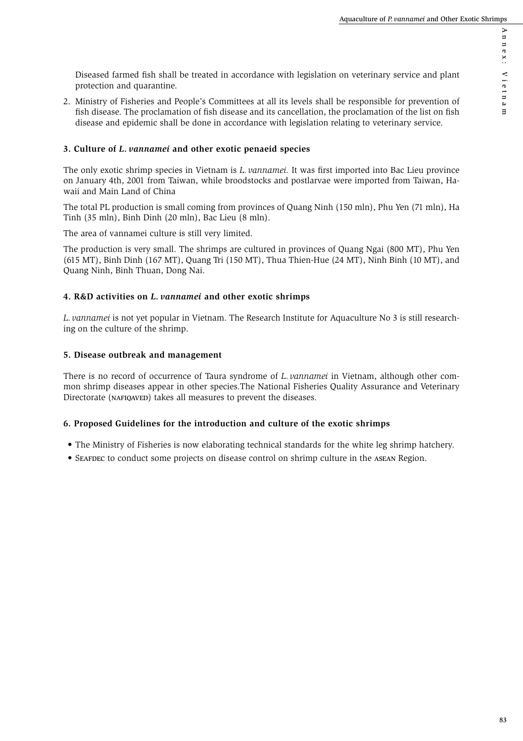Diseased farmed fish shall be treated in accordance with legislation on veterinary service and plant protection and quarantine.

2. Ministry of Fisheries and People's Committees at all its levels shall be responsible for prevention of fish disease. The proclamation of fish disease and its cancellation, the proclamation of the list on fish disease and epidemic shall be done in accordance with legislation relating to veterinary service.

### 3. Culture of *L. vannamei* and other exotic penaeid species

The only exotic shrimp species in Vietnam is *L. vannamei.* It was first imported into Bac Lieu province on January 4th, 2001 from Taiwan, while broodstocks and postlarvae were imported from Taiwan, Hawaii and Main Land of China

The total PL production is small coming from provinces of Quang Ninh (150 mln), Phu Yen (71 mln), Ha Tinh (35 mln), Binh Dinh (20 mln), Bac Lieu (8 mln).

The area of vannamei culture is still very limited.

The production is very small. The shrimps are cultured in provinces of Quang Ngai (800 MT), Phu Yen (615 MT), Binh Dinh (167 MT), Quang Tri (150 MT), Thua Thien-Hue (24 MT), Ninh Binh (10 MT), and Quang Ninh, Binh Thuan, Dong Nai.

### 4. R&D activities on *L. vannamei* and other exotic shrimps

*L. vannamei* is not yet popular in Vietnam. The Research Institute for Aquaculture No 3 is still researching on the culture of the shrimp.

### 5. Disease outbreak and management

There is no record of occurrence of Taura syndrome of *L. vannamei* in Vietnam, although other common shrimp diseases appear in other species.The National Fisheries Quality Assurance and Veterinary Directorate (NAFIQAVED) takes all measures to prevent the diseases.

### 6. Proposed Guidelines for the introduction and culture of the exotic shrimps

- The Ministry of Fisheries is now elaborating technical standards for the white leg shrimp hatchery.
- SEAFDEC to conduct some projects on disease control on shrimp culture in the ASEAN Region.